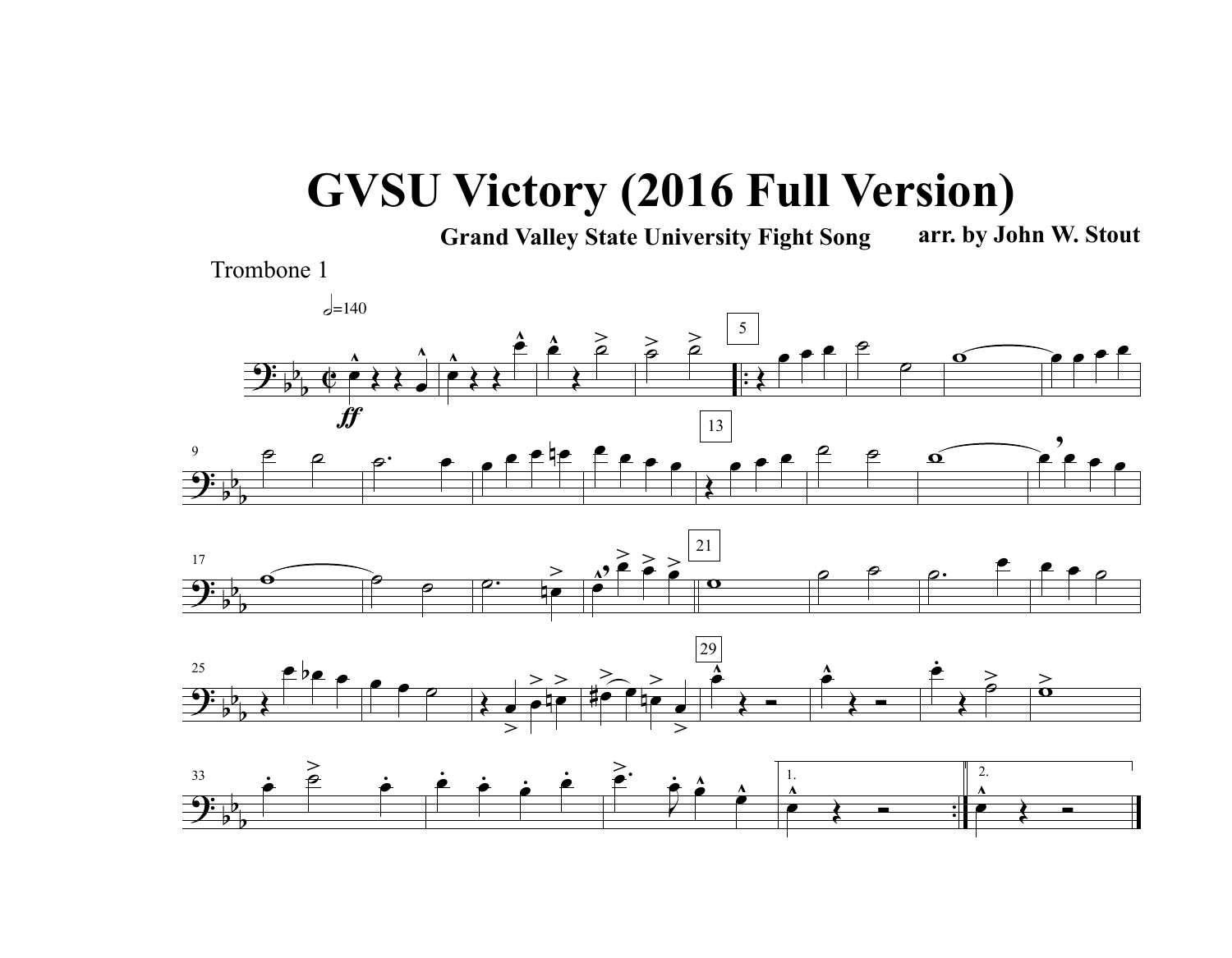# GVSU Victory (2016 Full Version)

**Grand Valley State University Fight Song** **arr. by John W. Stout**

Trombone 1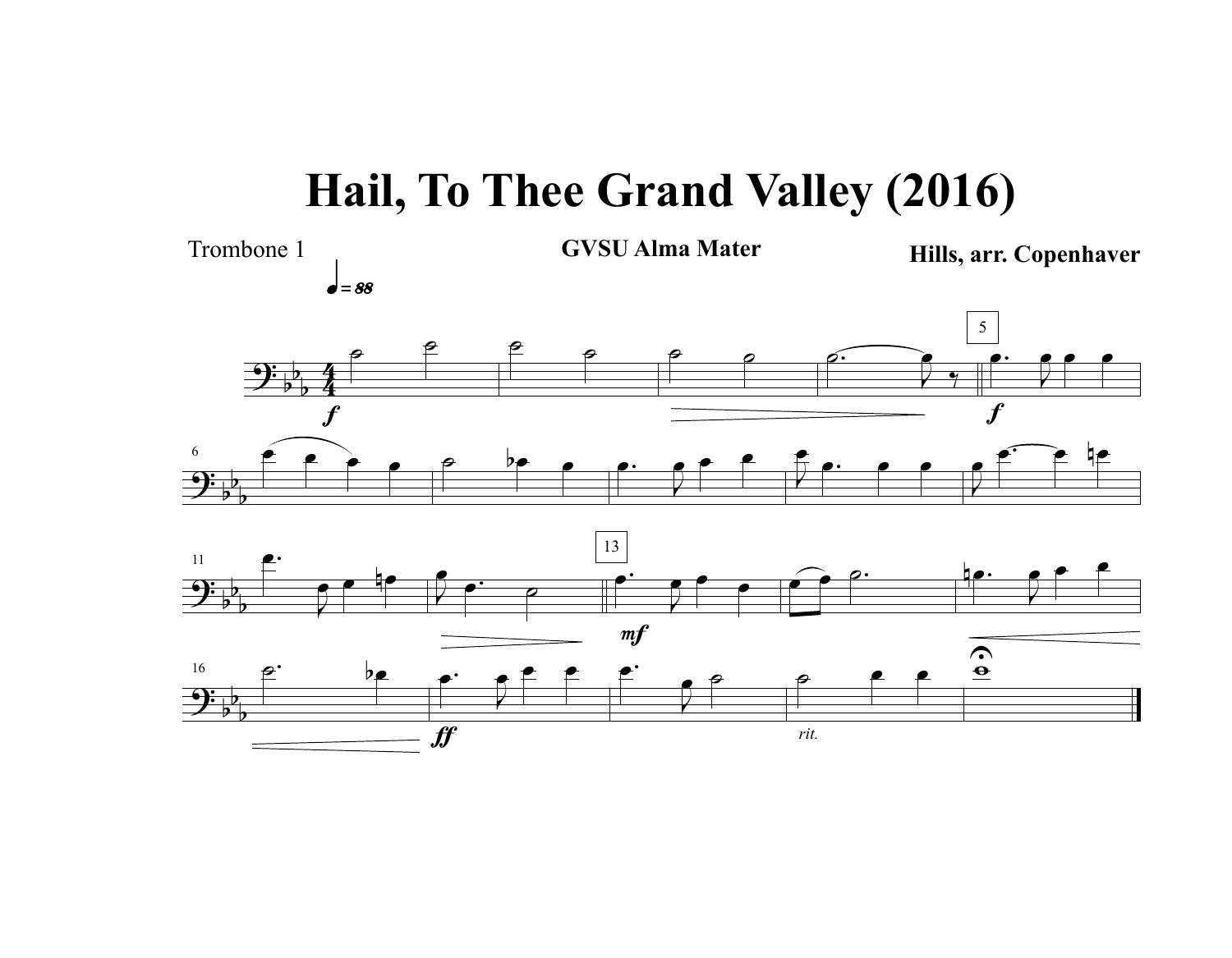# Hail, To Thee Grand Valley (2016)

Trombone 1

**GVSU Alma Mater**

**Hills, arr. Copenhaver**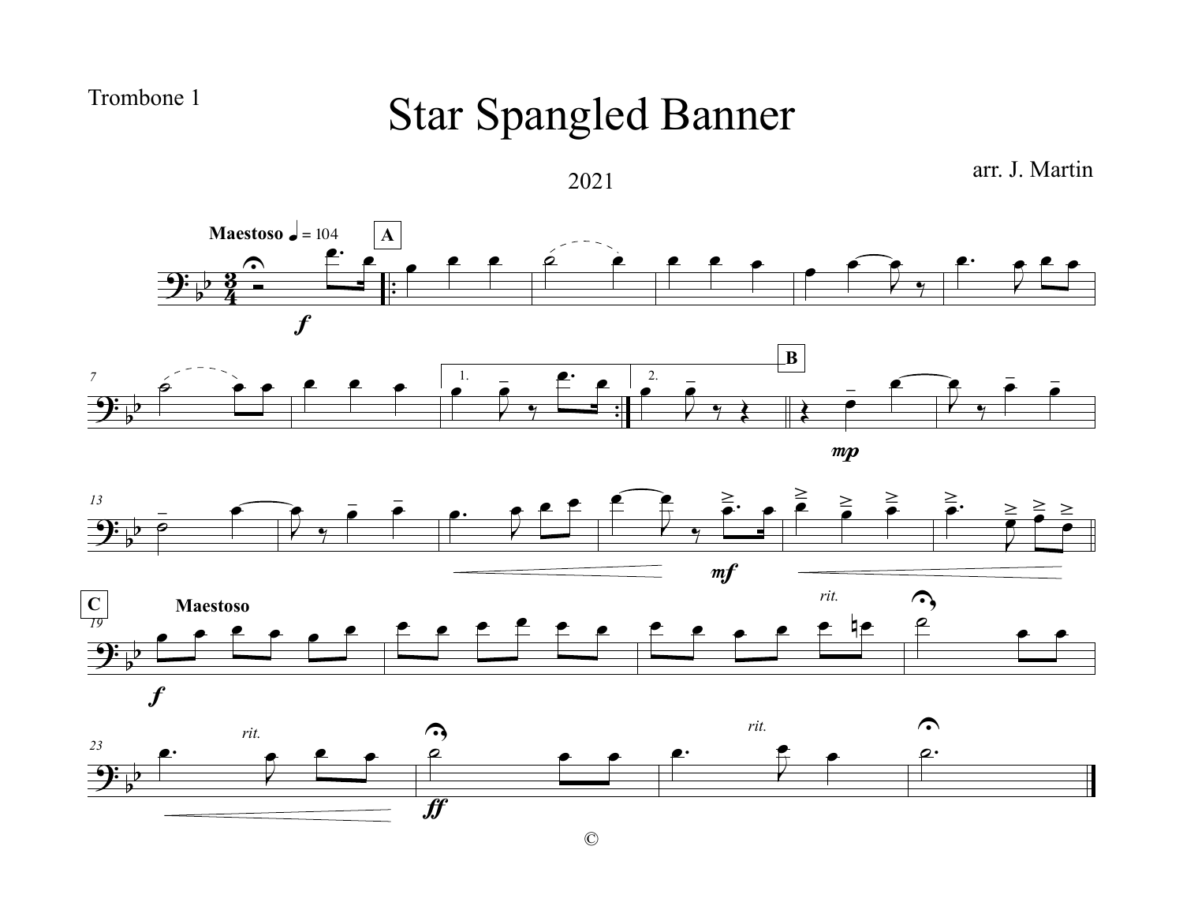Trombone 1

# Star Spangled Banner

2021

arr. J. Martin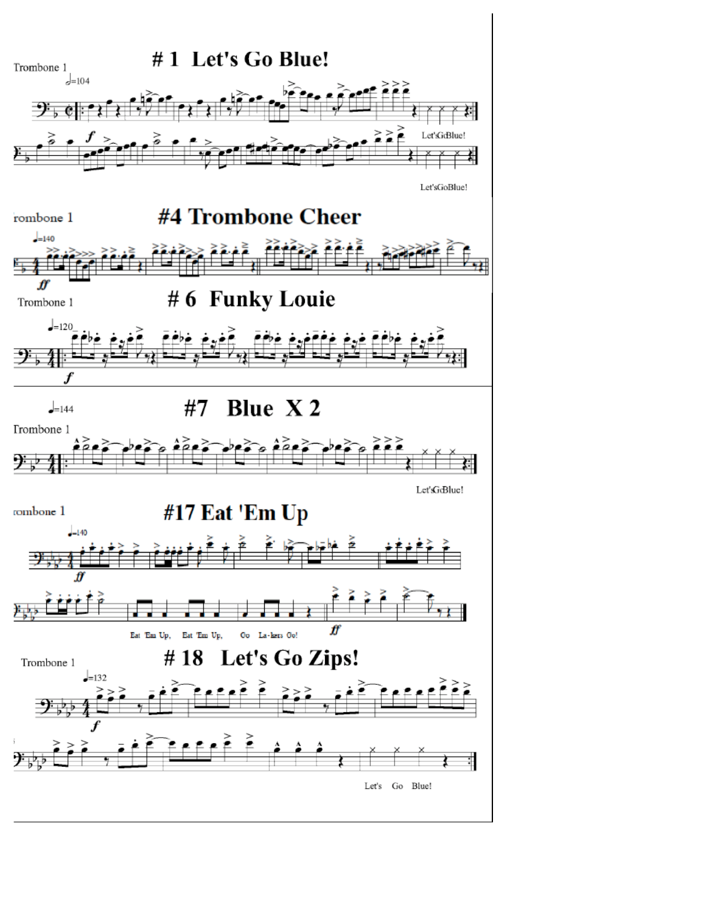# # 1 Let's Go Blue!

Trombone 1

Let'sGoBlue!

Let'sGoBlue!

# #4 Trombone Cheer

Trombone 1

# # 6 Funky Louie

Trombone 1

# #7 Blue X 2

Trombone 1

Let'sGoBlue!

# #17 Eat 'Em Up

Trombone 1

Eat 'Em Up, Eat 'Em Up, Go La-kers Go!

# # 18 Let's Go Zips!

Trombone 1

Let's Go Blue!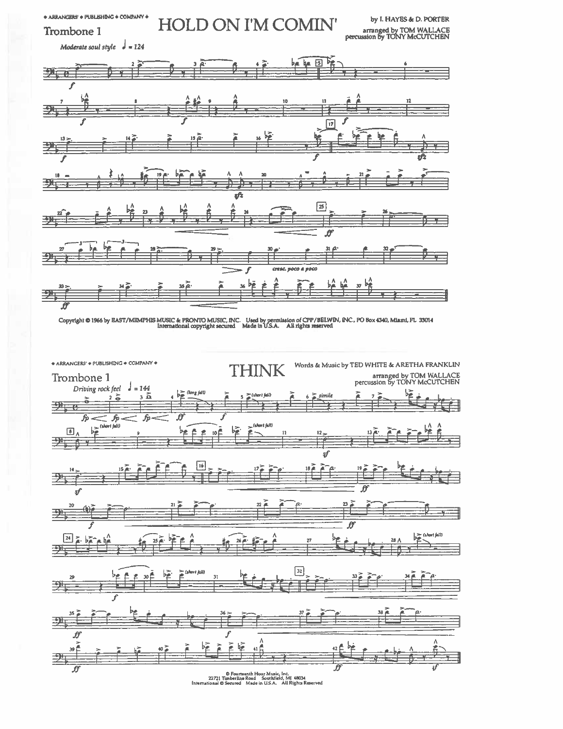◆ ARRANGERS' ◆ PUBLISHING ◆ COMPANY ◆

Trombone 1

# HOLD ON I'M COMIN'

by I. HAYES & D. PORTER

arranged by TOM WALLACE
percussion by TONY McCUTCHEN

*Moderate soul style* ♩ = 124

Copyright © 1966 by EAST/MEMPHIS MUSIC & PRONTO MUSIC, INC. Used by permission of CPP/BELWIN, INC., PO Box 4340, Miami, FL 33014
International copyright secured Made in U.S.A. All rights reserved

◆ ARRANGERS' ◆ PUBLISHING ◆ COMPANY ◆

Trombone 1

# THINK

Words & Music by TED WHITE & ARETHA FRANKLIN

arranged by TOM WALLACE
percussion by TONY McCUTCHEN

*Driving rock feel* ♩ = 144

© Fourteenth Hour Music, Inc.
22721 Timberline Road Southfield, MI 48034
International © Secured Made in U.S.A. All Rights Reserved